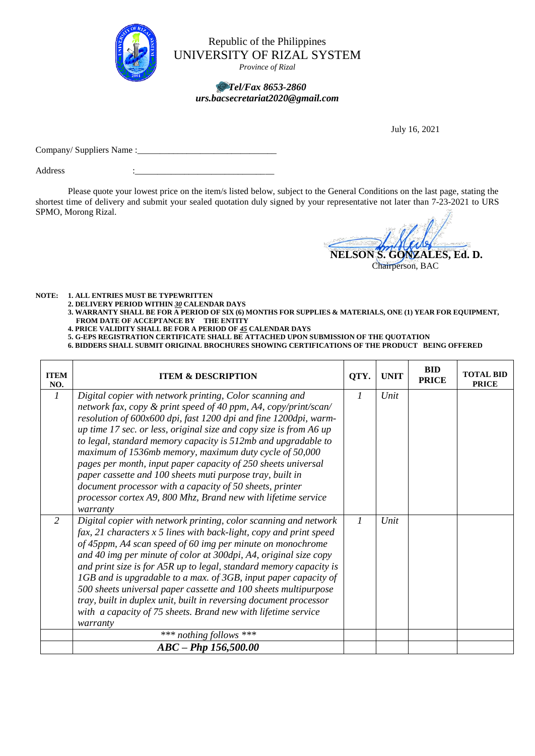Republic of the Philippines
UNIVERSITY OF RIZAL SYSTEM
*Province of Rizal*

***Tel/Fax 8653-2860***
***urs.bacsecretariat2020@gmail.com***

July 16, 2021

Company/ Suppliers Name :_______________________________

Address :_______________________________

Please quote your lowest price on the item/s listed below, subject to the General Conditions on the last page, stating the shortest time of delivery and submit your sealed quotation duly signed by your representative not later than 7-23-2021 to URS SPMO, Morong Rizal.

**NELSON S. GONZALES, Ed. D.**
Chairperson, BAC

**NOTE:**
1. **ALL ENTRIES MUST BE TYPEWRITTEN**
2. **DELIVERY PERIOD WITHIN *30* CALENDAR DAYS**
3. **WARRANTY SHALL BE FOR A PERIOD OF SIX (6) MONTHS FOR SUPPLIES & MATERIALS, ONE (1) YEAR FOR EQUIPMENT, FROM DATE OF ACCEPTANCE BY THE ENTITY**
4. **PRICE VALIDITY SHALL BE FOR A PERIOD OF *45* CALENDAR DAYS**
5. **G-EPS REGISTRATION CERTIFICATE SHALL BE ATTACHED UPON SUBMISSION OF THE QUOTATION**
6. **BIDDERS SHALL SUBMIT ORIGINAL BROCHURES SHOWING CERTIFICATIONS OF THE PRODUCT BEING OFFERED**

| ITEM NO. | ITEM & DESCRIPTION | QTY. | UNIT | BID PRICE | TOTAL BID PRICE |
|---|---|---|---|---|---|
| *1* | *Digital copier with network printing, Color scanning and network fax, copy & print speed of 40 ppm, A4, copy/print/scan/ resolution of 600x600 dpi, fast 1200 dpi and fine 1200dpi, warm-up time 17 sec. or less, original size and copy size is from A6 up to legal, standard memory capacity is 512mb and upgradable to maximum of 1536mb memory, maximum duty cycle of 50,000 pages per month, input paper capacity of 250 sheets universal paper cassette and 100 sheets muti purpose tray, built in document processor with a capacity of 50 sheets, printer processor cortex A9, 800 Mhz, Brand new with lifetime service warranty* | *1* | *Unit* | | |
| *2* | *Digital copier with network printing, color scanning and network fax, 21 characters x 5 lines with back-light, copy and print speed of 45ppm, A4 scan speed of 60 img per minute on monochrome and 40 img per minute of color at 300dpi, A4, original size copy and print size is for A5R up to legal, standard memory capacity is 1GB and is upgradable to a max. of 3GB, input paper capacity of 500 sheets universal paper cassette and 100 sheets multipurpose tray, built in duplex unit, built in reversing document processor with a capacity of 75 sheets. Brand new with lifetime service warranty* | *1* | *Unit* | | |
| | **** nothing follows **** | | | | |
| | ***ABC – Php 156,500.00*** | | | | |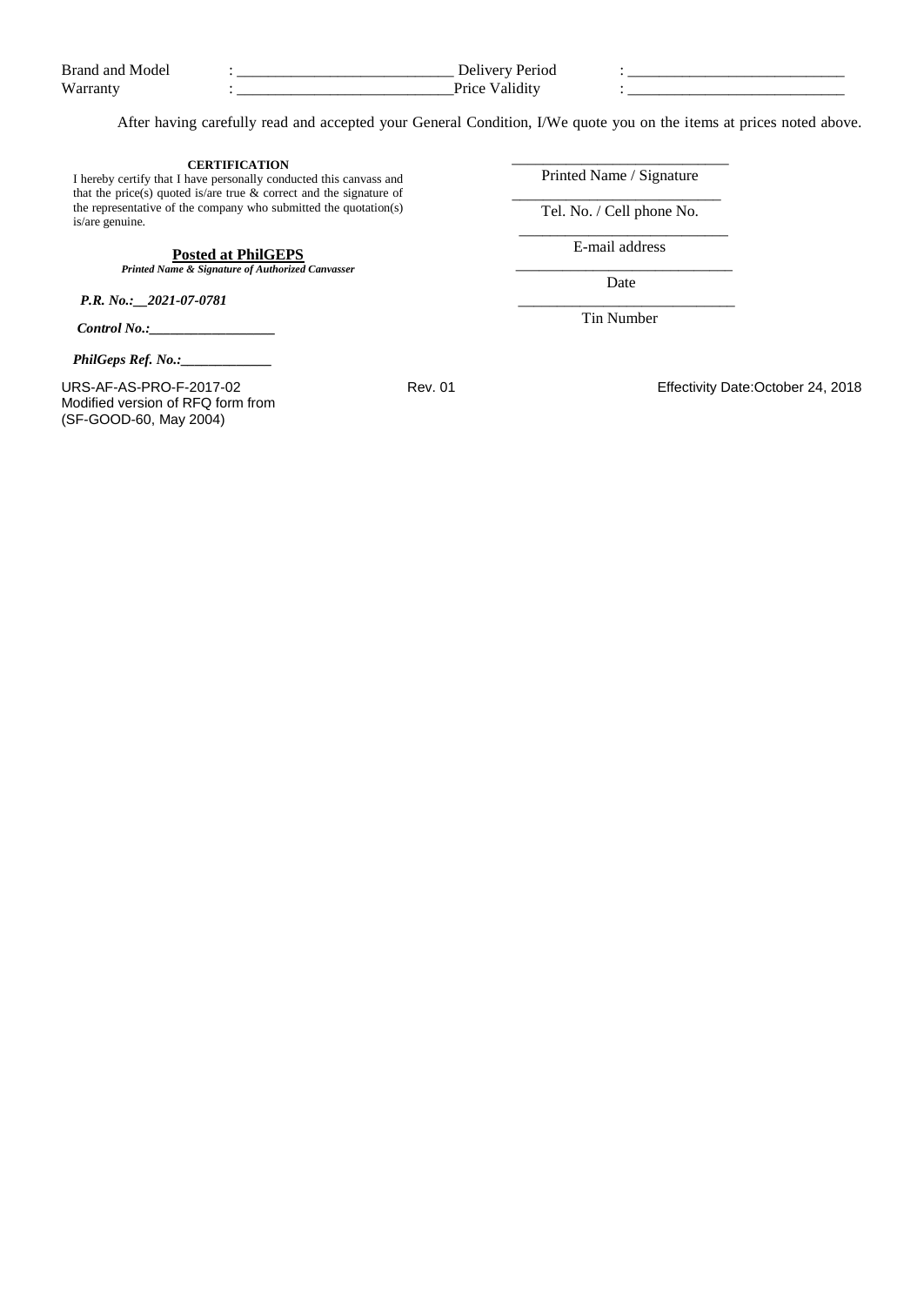Brand and Model : ____________________________ Delivery Period : ____________________________
Warranty : ____________________________ Price Validity : ____________________________

After having carefully read and accepted your General Condition, I/We quote you on the items at prices noted above.

**CERTIFICATION**

I hereby certify that I have personally conducted this canvass and that the price(s) quoted is/are true & correct and the signature of the representative of the company who submitted the quotation(s) is/are genuine.

**Posted at PhilGEPS**

***Printed Name & Signature of Authorized Canvasser***

***P.R. No.:__2021-07-0781***

***Control No.:_________________***

***PhilGeps Ref. No.:____________***

____________________________
Printed Name / Signature

____________________________
Tel. No. / Cell phone No.

____________________________
E-mail address

____________________________
Date

____________________________
Tin Number

URS-AF-AS-PRO-F-2017-02 Rev. 01 Effectivity Date:October 24, 2018
Modified version of RFQ form from
(SF-GOOD-60, May 2004)